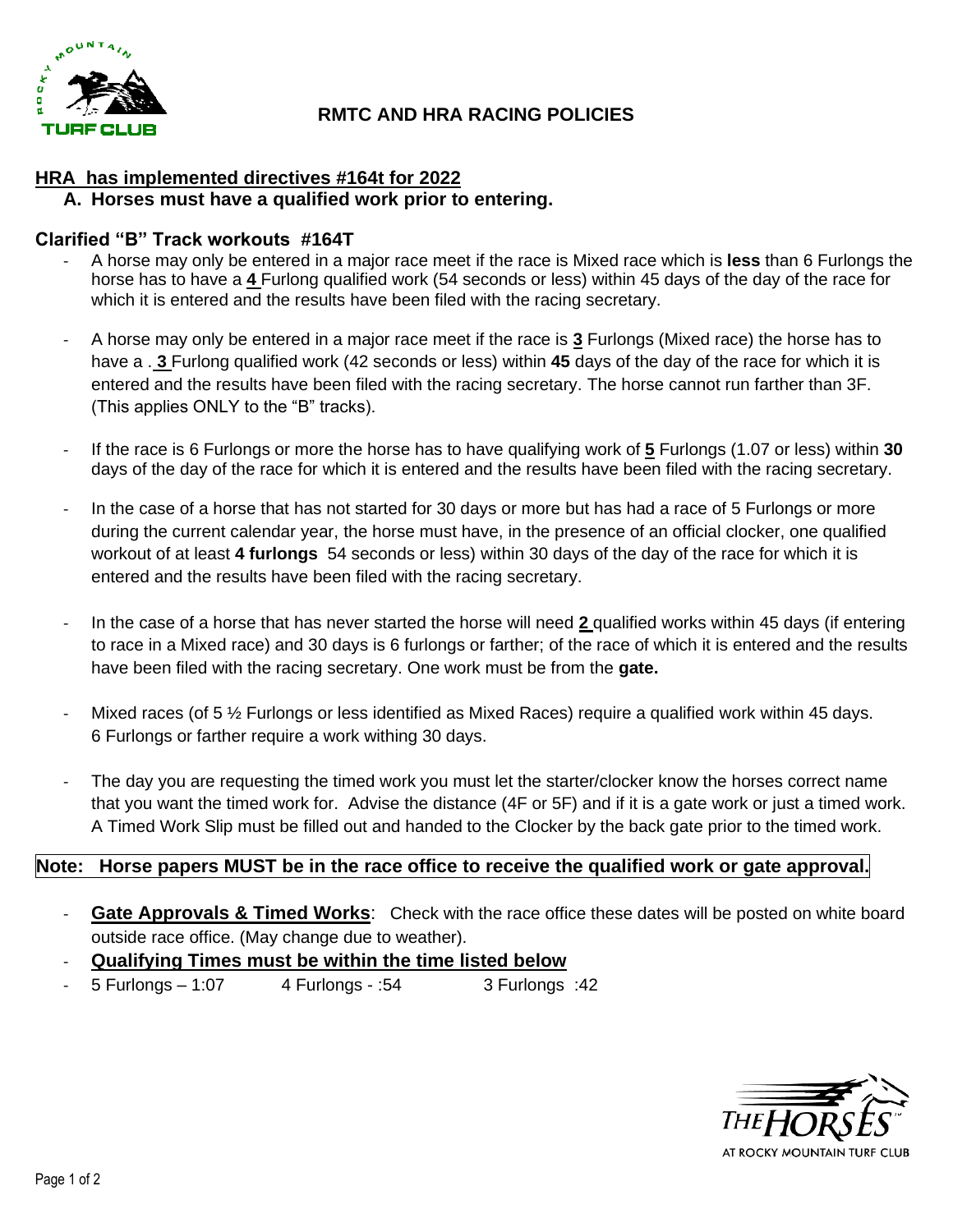# RMTC AND HRA RACING POLICIES

## HRA has implemented directives #164t for 2022

**A. Horses must have a qualified work prior to entering.**

### Clarified "B" Track workouts #164T

- A horse may only be entered in a major race meet if the race is Mixed race which is **less** than 6 Furlongs the horse has to have a **4** Furlong qualified work (54 seconds or less) within 45 days of the day of the race for which it is entered and the results have been filed with the racing secretary.
- A horse may only be entered in a major race meet if the race is **3** Furlongs (Mixed race) the horse has to have a . **3** Furlong qualified work (42 seconds or less) within **45** days of the day of the race for which it is entered and the results have been filed with the racing secretary. The horse cannot run farther than 3F. (This applies ONLY to the "B" tracks).
- If the race is 6 Furlongs or more the horse has to have qualifying work of **5** Furlongs (1.07 or less) within **30** days of the day of the race for which it is entered and the results have been filed with the racing secretary.
- In the case of a horse that has not started for 30 days or more but has had a race of 5 Furlongs or more during the current calendar year, the horse must have, in the presence of an official clocker, one qualified workout of at least **4 furlongs** 54 seconds or less) within 30 days of the day of the race for which it is entered and the results have been filed with the racing secretary.
- In the case of a horse that has never started the horse will need **2** qualified works within 45 days (if entering to race in a Mixed race) and 30 days is 6 furlongs or farther; of the race of which it is entered and the results have been filed with the racing secretary. One work must be from the **gate.**
- Mixed races (of 5 ½ Furlongs or less identified as Mixed Races) require a qualified work within 45 days. 6 Furlongs or farther require a work withing 30 days.
- The day you are requesting the timed work you must let the starter/clocker know the horses correct name that you want the timed work for. Advise the distance (4F or 5F) and if it is a gate work or just a timed work. A Timed Work Slip must be filled out and handed to the Clocker by the back gate prior to the timed work.

**Note: Horse papers MUST be in the race office to receive the qualified work or gate approval.**

- **Gate Approvals & Timed Works**: Check with the race office these dates will be posted on white board outside race office. (May change due to weather).
- **Qualifying Times must be within the time listed below**
- 5 Furlongs – 1:07 4 Furlongs - :54 3 Furlongs :42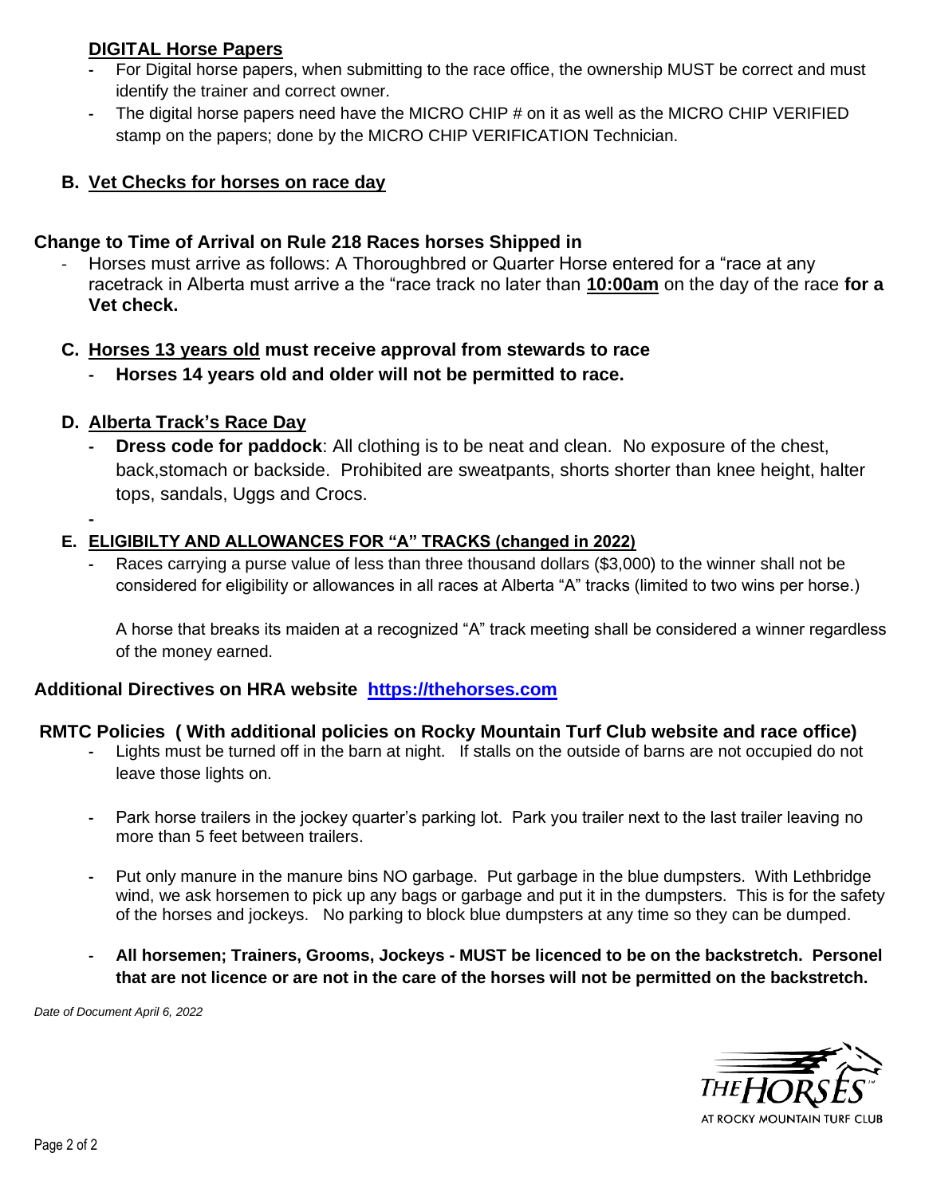### DIGITAL Horse Papers

- For Digital horse papers, when submitting to the race office, the ownership MUST be correct and must identify the trainer and correct owner.
- The digital horse papers need have the MICRO CHIP # on it as well as the MICRO CHIP VERIFIED stamp on the papers; done by the MICRO CHIP VERIFICATION Technician.

### B. Vet Checks for horses on race day

### Change to Time of Arrival on Rule 218 Races horses Shipped in

- Horses must arrive as follows: A Thoroughbred or Quarter Horse entered for a "race at any racetrack in Alberta must arrive a the "race track no later than **10:00am** on the day of the race **for a Vet check.**

### C. Horses 13 years old must receive approval from stewards to race

- **Horses 14 years old and older will not be permitted to race.**

### D. Alberta Track's Race Day

- **Dress code for paddock**: All clothing is to be neat and clean. No exposure of the chest, back,stomach or backside. Prohibited are sweatpants, shorts shorter than knee height, halter tops, sandals, Uggs and Crocs.
-

### E. ELIGIBILTY AND ALLOWANCES FOR "A" TRACKS (changed in 2022)

- Races carrying a purse value of less than three thousand dollars ($3,000) to the winner shall not be considered for eligibility or allowances in all races at Alberta "A" tracks (limited to two wins per horse.)

  A horse that breaks its maiden at a recognized "A" track meeting shall be considered a winner regardless of the money earned.

### Additional Directives on HRA website [https://thehorses.com](https://thehorses.com)

### RMTC Policies ( With additional policies on Rocky Mountain Turf Club website and race office)

- Lights must be turned off in the barn at night. If stalls on the outside of barns are not occupied do not leave those lights on.
- Park horse trailers in the jockey quarter's parking lot. Park you trailer next to the last trailer leaving no more than 5 feet between trailers.
- Put only manure in the manure bins NO garbage. Put garbage in the blue dumpsters. With Lethbridge wind, we ask horsemen to pick up any bags or garbage and put it in the dumpsters. This is for the safety of the horses and jockeys. No parking to block blue dumpsters at any time so they can be dumped.
- **All horsemen; Trainers, Grooms, Jockeys - MUST be licenced to be on the backstretch. Personel that are not licence or are not in the care of the horses will not be permitted on the backstretch.**

*Date of Document April 6, 2022*

THE HORSES AT ROCKY MOUNTAIN TURF CLUB